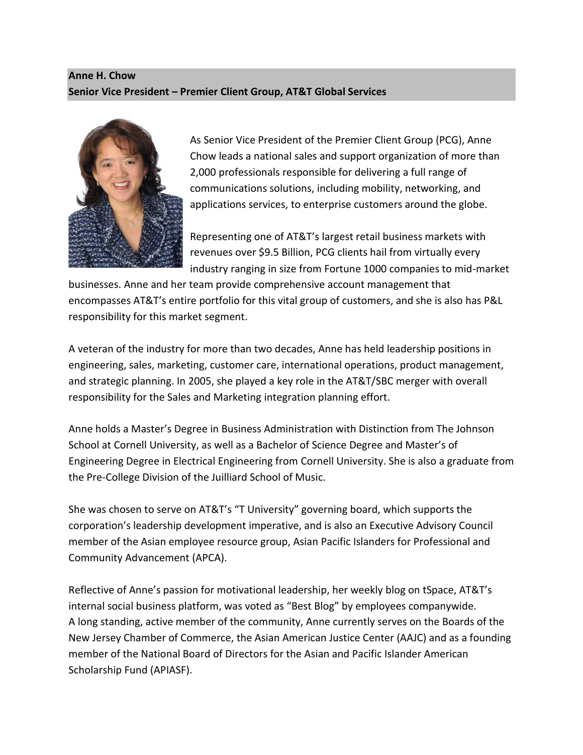**Anne H. Chow**
**Senior Vice President – Premier Client Group, AT&T Global Services**

As Senior Vice President of the Premier Client Group (PCG), Anne Chow leads a national sales and support organization of more than 2,000 professionals responsible for delivering a full range of communications solutions, including mobility, networking, and applications services, to enterprise customers around the globe.

Representing one of AT&T's largest retail business markets with revenues over $9.5 Billion, PCG clients hail from virtually every industry ranging in size from Fortune 1000 companies to mid-market businesses. Anne and her team provide comprehensive account management that encompasses AT&T's entire portfolio for this vital group of customers, and she is also has P&L responsibility for this market segment.

A veteran of the industry for more than two decades, Anne has held leadership positions in engineering, sales, marketing, customer care, international operations, product management, and strategic planning. In 2005, she played a key role in the AT&T/SBC merger with overall responsibility for the Sales and Marketing integration planning effort.

Anne holds a Master's Degree in Business Administration with Distinction from The Johnson School at Cornell University, as well as a Bachelor of Science Degree and Master's of Engineering Degree in Electrical Engineering from Cornell University. She is also a graduate from the Pre-College Division of the Juilliard School of Music.

She was chosen to serve on AT&T's "T University" governing board, which supports the corporation's leadership development imperative, and is also an Executive Advisory Council member of the Asian employee resource group, Asian Pacific Islanders for Professional and Community Advancement (APCA).

Reflective of Anne's passion for motivational leadership, her weekly blog on tSpace, AT&T's internal social business platform, was voted as "Best Blog" by employees companywide.
A long standing, active member of the community, Anne currently serves on the Boards of the New Jersey Chamber of Commerce, the Asian American Justice Center (AAJC) and as a founding member of the National Board of Directors for the Asian and Pacific Islander American Scholarship Fund (APIASF).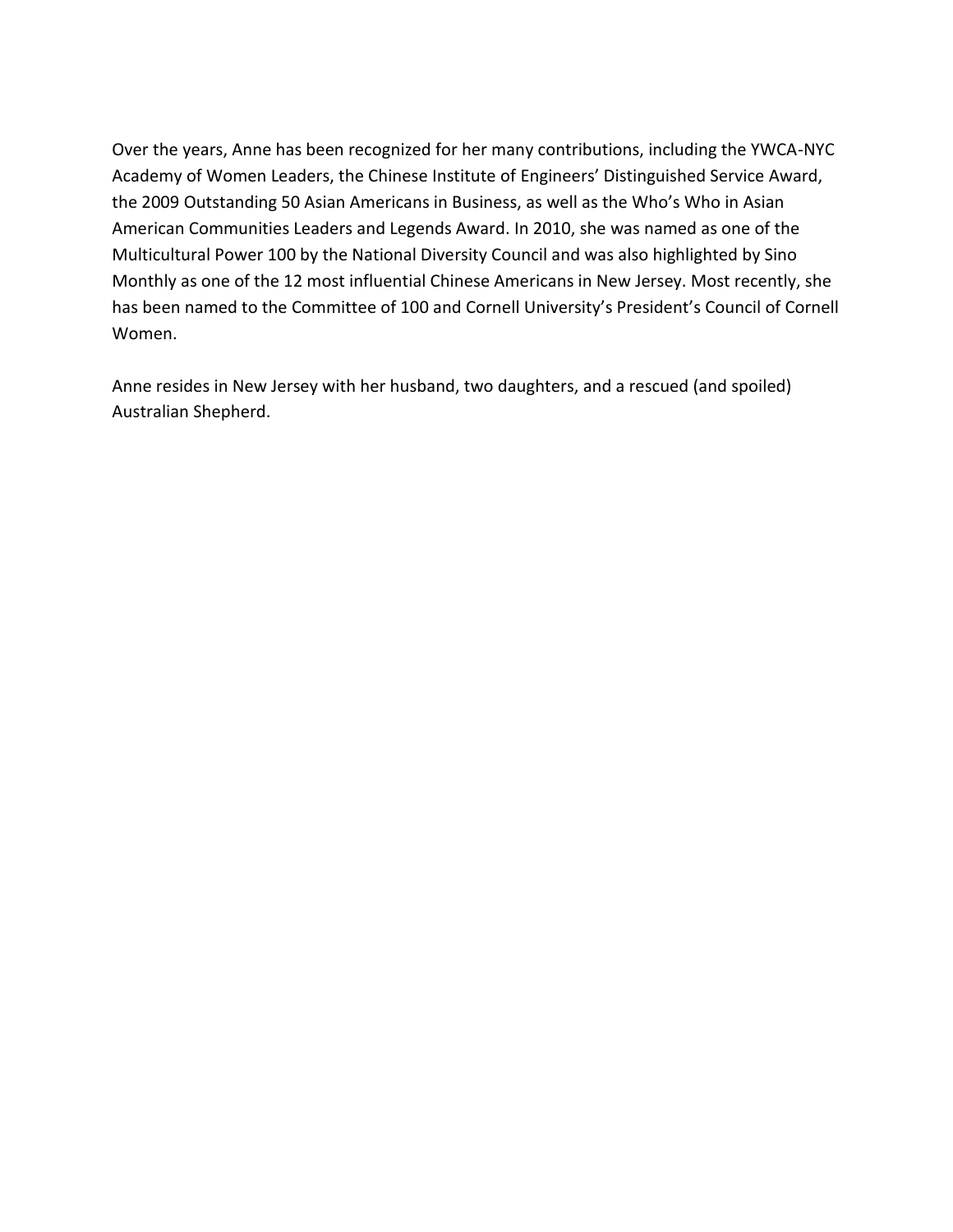Over the years, Anne has been recognized for her many contributions, including the YWCA-NYC Academy of Women Leaders, the Chinese Institute of Engineers' Distinguished Service Award, the 2009 Outstanding 50 Asian Americans in Business, as well as the Who's Who in Asian American Communities Leaders and Legends Award. In 2010, she was named as one of the Multicultural Power 100 by the National Diversity Council and was also highlighted by Sino Monthly as one of the 12 most influential Chinese Americans in New Jersey. Most recently, she has been named to the Committee of 100 and Cornell University's President's Council of Cornell Women.

Anne resides in New Jersey with her husband, two daughters, and a rescued (and spoiled) Australian Shepherd.